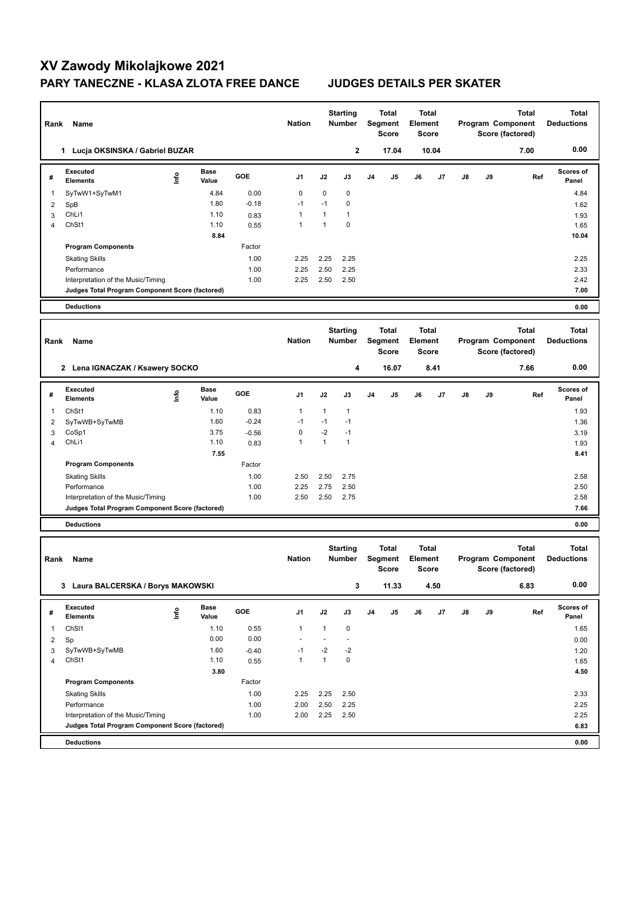# XV Zawody Mikolajkowe 2021

## PARY TANECZNE - KLASA ZLOTA FREE DANCE JUDGES DETAILS PER SKATER

| Rank | Name | Nation | Starting Number | Total Segment Score | Total Element Score | Total Program Component Score (factored) | Total Deductions |
|---|---|---|---|---|---|---|---|
| 1 | Lucja OKSINSKA / Gabriel BUZAR | | 2 | 17.04 | 10.04 | 7.00 | 0.00 |

| # | Executed Elements | Info | Base Value | GOE | J1 | J2 | J3 | J4 | J5 | J6 | J7 | J8 | J9 | Ref | Scores of Panel |
|---|---|---|---|---|---|---|---|---|---|---|---|---|---|---|---|
| 1 | SyTwW1+SyTwM1 | | 4.84 | 0.00 | 0 | 0 | 0 | | | | | | | | 4.84 |
| 2 | SpB | | 1.80 | -0.18 | -1 | -1 | 0 | | | | | | | | 1.62 |
| 3 | ChLi1 | | 1.10 | 0.83 | 1 | 1 | 1 | | | | | | | | 1.93 |
| 4 | ChSt1 | | 1.10 | 0.55 | 1 | 1 | 0 | | | | | | | | 1.65 |
| | | | 8.84 | | | | | | | | | | | | 10.04 |
| | **Program Components** | | | Factor | | | | | | | | | | | |
| | Skating Skills | | | 1.00 | 2.25 | 2.25 | 2.25 | | | | | | | | 2.25 |
| | Performance | | | 1.00 | 2.25 | 2.50 | 2.25 | | | | | | | | 2.33 |
| | Interpretation of the Music/Timing | | | 1.00 | 2.25 | 2.50 | 2.50 | | | | | | | | 2.42 |
| | **Judges Total Program Component Score (factored)** | | | | | | | | | | | | | | 7.00 |
| | **Deductions** | | | | | | | | | | | | | | 0.00 |

| Rank | Name | Nation | Starting Number | Total Segment Score | Total Element Score | Total Program Component Score (factored) | Total Deductions |
|---|---|---|---|---|---|---|---|
| 2 | Lena IGNACZAK / Ksawery SOCKO | | 4 | 16.07 | 8.41 | 7.66 | 0.00 |

| # | Executed Elements | Info | Base Value | GOE | J1 | J2 | J3 | J4 | J5 | J6 | J7 | J8 | J9 | Ref | Scores of Panel |
|---|---|---|---|---|---|---|---|---|---|---|---|---|---|---|---|
| 1 | ChSt1 | | 1.10 | 0.83 | 1 | 1 | 1 | | | | | | | | 1.93 |
| 2 | SyTwWB+SyTwMB | | 1.60 | -0.24 | -1 | -1 | -1 | | | | | | | | 1.36 |
| 3 | CoSp1 | | 3.75 | -0.56 | 0 | -2 | -1 | | | | | | | | 3.19 |
| 4 | ChLi1 | | 1.10 | 0.83 | 1 | 1 | 1 | | | | | | | | 1.93 |
| | | | 7.55 | | | | | | | | | | | | 8.41 |
| | **Program Components** | | | Factor | | | | | | | | | | | |
| | Skating Skills | | | 1.00 | 2.50 | 2.50 | 2.75 | | | | | | | | 2.58 |
| | Performance | | | 1.00 | 2.25 | 2.75 | 2.50 | | | | | | | | 2.50 |
| | Interpretation of the Music/Timing | | | 1.00 | 2.50 | 2.50 | 2.75 | | | | | | | | 2.58 |
| | **Judges Total Program Component Score (factored)** | | | | | | | | | | | | | | 7.66 |
| | **Deductions** | | | | | | | | | | | | | | 0.00 |

| Rank | Name | Nation | Starting Number | Total Segment Score | Total Element Score | Total Program Component Score (factored) | Total Deductions |
|---|---|---|---|---|---|---|---|
| 3 | Laura BALCERSKA / Borys MAKOWSKI | | 3 | 11.33 | 4.50 | 6.83 | 0.00 |

| # | Executed Elements | Info | Base Value | GOE | J1 | J2 | J3 | J4 | J5 | J6 | J7 | J8 | J9 | Ref | Scores of Panel |
|---|---|---|---|---|---|---|---|---|---|---|---|---|---|---|---|
| 1 | ChSl1 | | 1.10 | 0.55 | 1 | 1 | 0 | | | | | | | | 1.65 |
| 2 | Sp | | 0.00 | 0.00 | - | - | - | | | | | | | | 0.00 |
| 3 | SyTwWB+SyTwMB | | 1.60 | -0.40 | -1 | -2 | -2 | | | | | | | | 1.20 |
| 4 | ChSt1 | | 1.10 | 0.55 | 1 | 1 | 0 | | | | | | | | 1.65 |
| | | | 3.80 | | | | | | | | | | | | 4.50 |
| | **Program Components** | | | Factor | | | | | | | | | | | |
| | Skating Skills | | | 1.00 | 2.25 | 2.25 | 2.50 | | | | | | | | 2.33 |
| | Performance | | | 1.00 | 2.00 | 2.50 | 2.25 | | | | | | | | 2.25 |
| | Interpretation of the Music/Timing | | | 1.00 | 2.00 | 2.25 | 2.50 | | | | | | | | 2.25 |
| | **Judges Total Program Component Score (factored)** | | | | | | | | | | | | | | 6.83 |
| | **Deductions** | | | | | | | | | | | | | | 0.00 |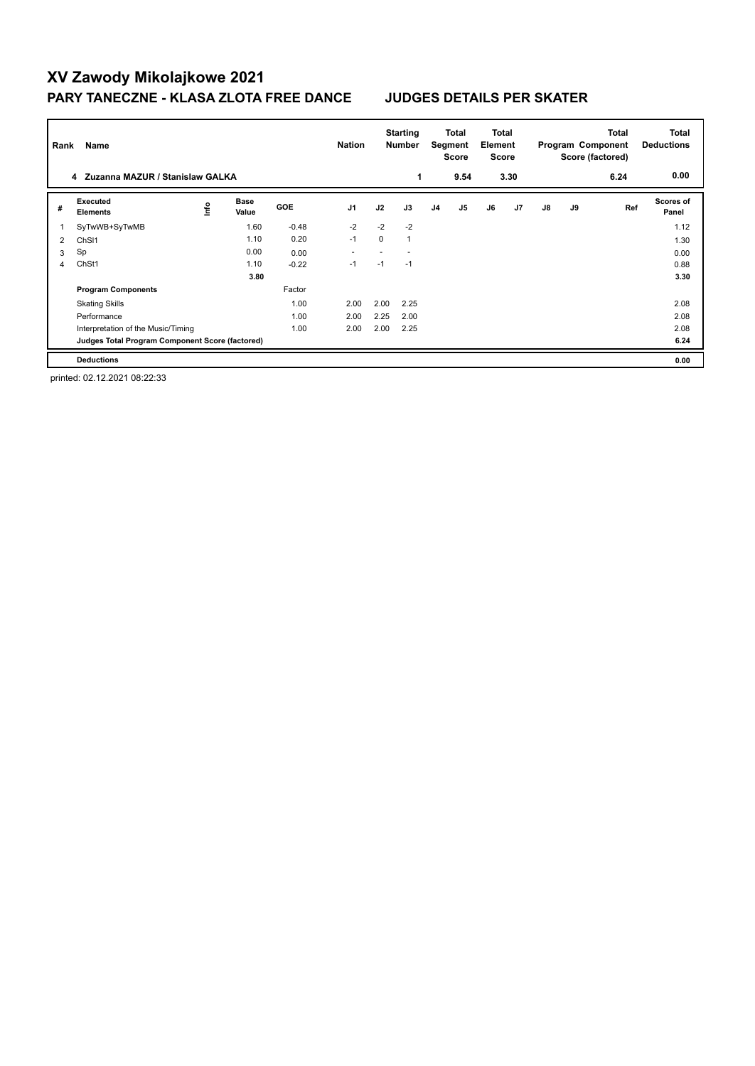# XV Zawody Mikolajkowe 2021

## PARY TANECZNE - KLASA ZLOTA FREE DANCE JUDGES DETAILS PER SKATER

| Rank | Name | | | | Nation | | Starting Number | | Total Segment Score | | Total Element Score | | | Total Program Component Score (factored) | Total Deductions |
|---|---|---|---|---|---|---|---|---|---|---|---|---|---|---|---|
| 4 | Zuzanna MAZUR / Stanislaw GALKA | | | | | | 1 | | 9.54 | | 3.30 | | | 6.24 | 0.00 |

| # | Executed Elements | Info | Base Value | GOE | J1 | J2 | J3 | J4 | J5 | J6 | J7 | J8 | J9 | Ref | Scores of Panel |
|---|---|---|---|---|---|---|---|---|---|---|---|---|---|---|---|
| 1 | SyTwWB+SyTwMB | | 1.60 | -0.48 | -2 | -2 | -2 | | | | | | | | 1.12 |
| 2 | ChSl1 | | 1.10 | 0.20 | -1 | 0 | 1 | | | | | | | | 1.30 |
| 3 | Sp | | 0.00 | 0.00 | - | - | - | | | | | | | | 0.00 |
| 4 | ChSt1 | | 1.10 | -0.22 | -1 | -1 | -1 | | | | | | | | 0.88 |
| | | | 3.80 | | | | | | | | | | | | 3.30 |
| | **Program Components** | | | Factor | | | | | | | | | | | |
| | Skating Skills | | | 1.00 | 2.00 | 2.00 | 2.25 | | | | | | | | 2.08 |
| | Performance | | | 1.00 | 2.00 | 2.25 | 2.00 | | | | | | | | 2.08 |
| | Interpretation of the Music/Timing | | | 1.00 | 2.00 | 2.00 | 2.25 | | | | | | | | 2.08 |
| | **Judges Total Program Component Score (factored)** | | | | | | | | | | | | | | 6.24 |
| | **Deductions** | | | | | | | | | | | | | | 0.00 |

printed: 02.12.2021 08:22:33